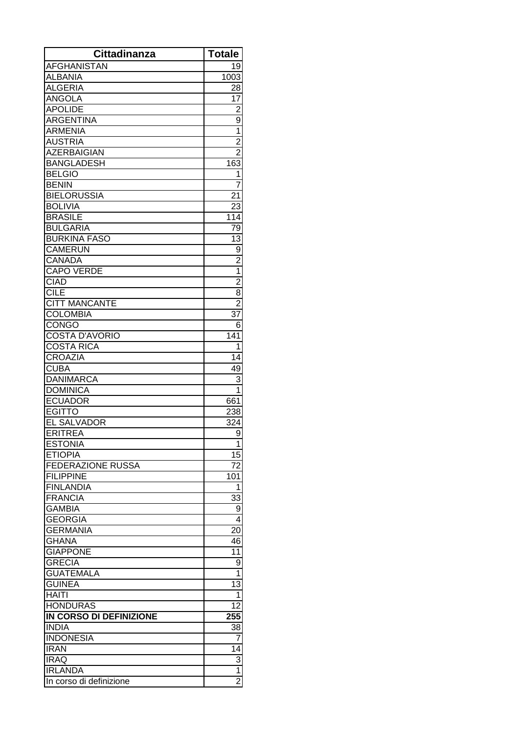| Cittadinanza | Totale |
|---|---|
| AFGHANISTAN | 19 |
| ALBANIA | 1003 |
| ALGERIA | 28 |
| ANGOLA | 17 |
| APOLIDE | 2 |
| ARGENTINA | 9 |
| ARMENIA | 1 |
| AUSTRIA | 2 |
| AZERBAIGIAN | 2 |
| BANGLADESH | 163 |
| BELGIO | 1 |
| BENIN | 7 |
| BIELORUSSIA | 21 |
| BOLIVIA | 23 |
| BRASILE | 114 |
| BULGARIA | 79 |
| BURKINA FASO | 13 |
| CAMERUN | 9 |
| CANADA | 2 |
| CAPO VERDE | 1 |
| CIAD | 2 |
| CILE | 8 |
| CITT MANCANTE | 2 |
| COLOMBIA | 37 |
| CONGO | 6 |
| COSTA D'AVORIO | 141 |
| COSTA RICA | 1 |
| CROAZIA | 14 |
| CUBA | 49 |
| DANIMARCA | 3 |
| DOMINICA | 1 |
| ECUADOR | 661 |
| EGITTO | 238 |
| EL SALVADOR | 324 |
| ERITREA | 9 |
| ESTONIA | 1 |
| ETIOPIA | 15 |
| FEDERAZIONE RUSSA | 72 |
| FILIPPINE | 101 |
| FINLANDIA | 1 |
| FRANCIA | 33 |
| GAMBIA | 9 |
| GEORGIA | 4 |
| GERMANIA | 20 |
| GHANA | 46 |
| GIAPPONE | 11 |
| GRECIA | 9 |
| GUATEMALA | 1 |
| GUINEA | 13 |
| HAITI | 1 |
| HONDURAS | 12 |
| **IN CORSO DI DEFINIZIONE** | **255** |
| INDIA | 38 |
| INDONESIA | 7 |
| IRAN | 14 |
| IRAQ | 3 |
| IRLANDA | 1 |
| In corso di definizione | 2 |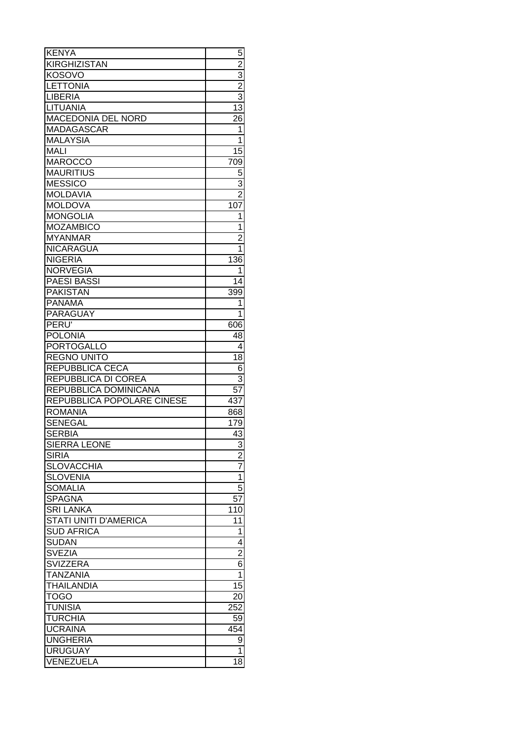| | |
|---|---|
| KENYA | 5 |
| KIRGHIZISTAN | 2 |
| KOSOVO | 3 |
| LETTONIA | 2 |
| LIBERIA | 3 |
| LITUANIA | 13 |
| MACEDONIA DEL NORD | 26 |
| MADAGASCAR | 1 |
| MALAYSIA | 1 |
| MALI | 15 |
| MAROCCO | 709 |
| MAURITIUS | 5 |
| MESSICO | 3 |
| MOLDAVIA | 2 |
| MOLDOVA | 107 |
| MONGOLIA | 1 |
| MOZAMBICO | 1 |
| MYANMAR | 2 |
| NICARAGUA | 1 |
| NIGERIA | 136 |
| NORVEGIA | 1 |
| PAESI BASSI | 14 |
| PAKISTAN | 399 |
| PANAMA | 1 |
| PARAGUAY | 1 |
| PERU' | 606 |
| POLONIA | 48 |
| PORTOGALLO | 4 |
| REGNO UNITO | 18 |
| REPUBBLICA CECA | 6 |
| REPUBBLICA DI COREA | 3 |
| REPUBBLICA DOMINICANA | 57 |
| REPUBBLICA POPOLARE CINESE | 437 |
| ROMANIA | 868 |
| SENEGAL | 179 |
| SERBIA | 43 |
| SIERRA LEONE | 3 |
| SIRIA | 2 |
| SLOVACCHIA | 7 |
| SLOVENIA | 1 |
| SOMALIA | 5 |
| SPAGNA | 57 |
| SRI LANKA | 110 |
| STATI UNITI D'AMERICA | 11 |
| SUD AFRICA | 1 |
| SUDAN | 4 |
| SVEZIA | 2 |
| SVIZZERA | 6 |
| TANZANIA | 1 |
| THAILANDIA | 15 |
| TOGO | 20 |
| TUNISIA | 252 |
| TURCHIA | 59 |
| UCRAINA | 454 |
| UNGHERIA | 9 |
| URUGUAY | 1 |
| VENEZUELA | 18 |